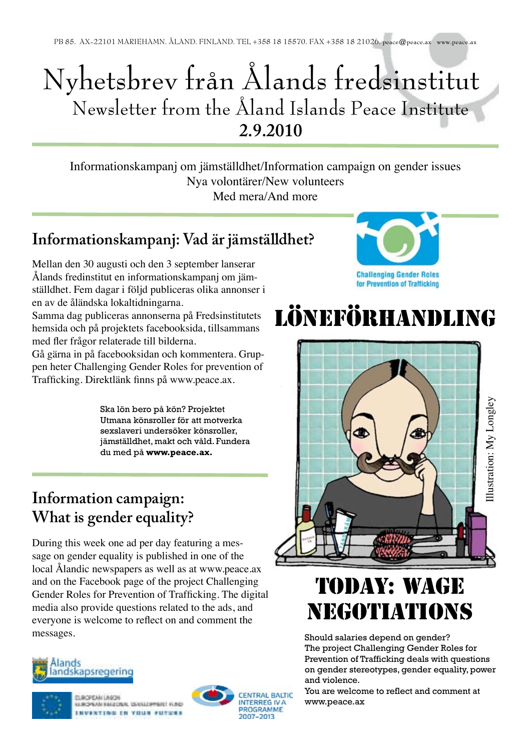PB 85. AX-22101 MARIEHAMN. ÅLAND. FINLAND. TEL +358 18 15570. FAX +358 18 21026. peace@peace.ax www.peace.ax

# Nyhetsbrev från Ålands fredsinstitut

## Newsletter from the Åland Islands Peace Institute

**2.9.2010**

Informationskampanj om jämställdhet/Information campaign on gender issues
Nya volontärer/New volunteers
Med mera/And more

## Informationskampanj: Vad är jämställdhet?

Mellan den 30 augusti och den 3 september lanserar Ålands fredinstitut en informationskampanj om jämställdhet. Fem dagar i följd publiceras olika annonser i en av de åländska lokaltidningarna.
Samma dag publiceras annonserna på Fredsinstitutets hemsida och på projektets facebooksida, tillsammans med fler frågor relaterade till bilderna.
Gå gärna in på facebooksidan och kommentera. Gruppen heter Challenging Gender Roles for prevention of Trafficking. Direktlänk finns på www.peace.ax.

Challenging Gender Roles for Prevention of Trafficking

**LÖNEFÖRHANDLING**

Ska lön bero på kön? Projektet Utmana könsroller för att motverka sexslaveri undersöker könsroller, jämställdhet, makt och våld. Fundera du med på **www.peace.ax.**

Illustration: My Longley

## Information campaign: What is gender equality?

During this week one ad per day featuring a message on gender equality is published in one of the local Ålandic newspapers as well as at www.peace.ax and on the Facebook page of the project Challenging Gender Roles for Prevention of Trafficking. The digital media also provide questions related to the ads, and everyone is welcome to reflect on and comment the messages.

**TODAY: WAGE NEGOTIATIONS**

Should salaries depend on gender?
The project Challenging Gender Roles for Prevention of Trafficking deals with questions on gender stereotypes, gender equality, power and violence.
You are welcome to reflect and comment at www.peace.ax

Ålands landskapsregering

European Union, European Regional Development Fund, Investing in your future

Central Baltic Interreg IV A Programme 2007–2013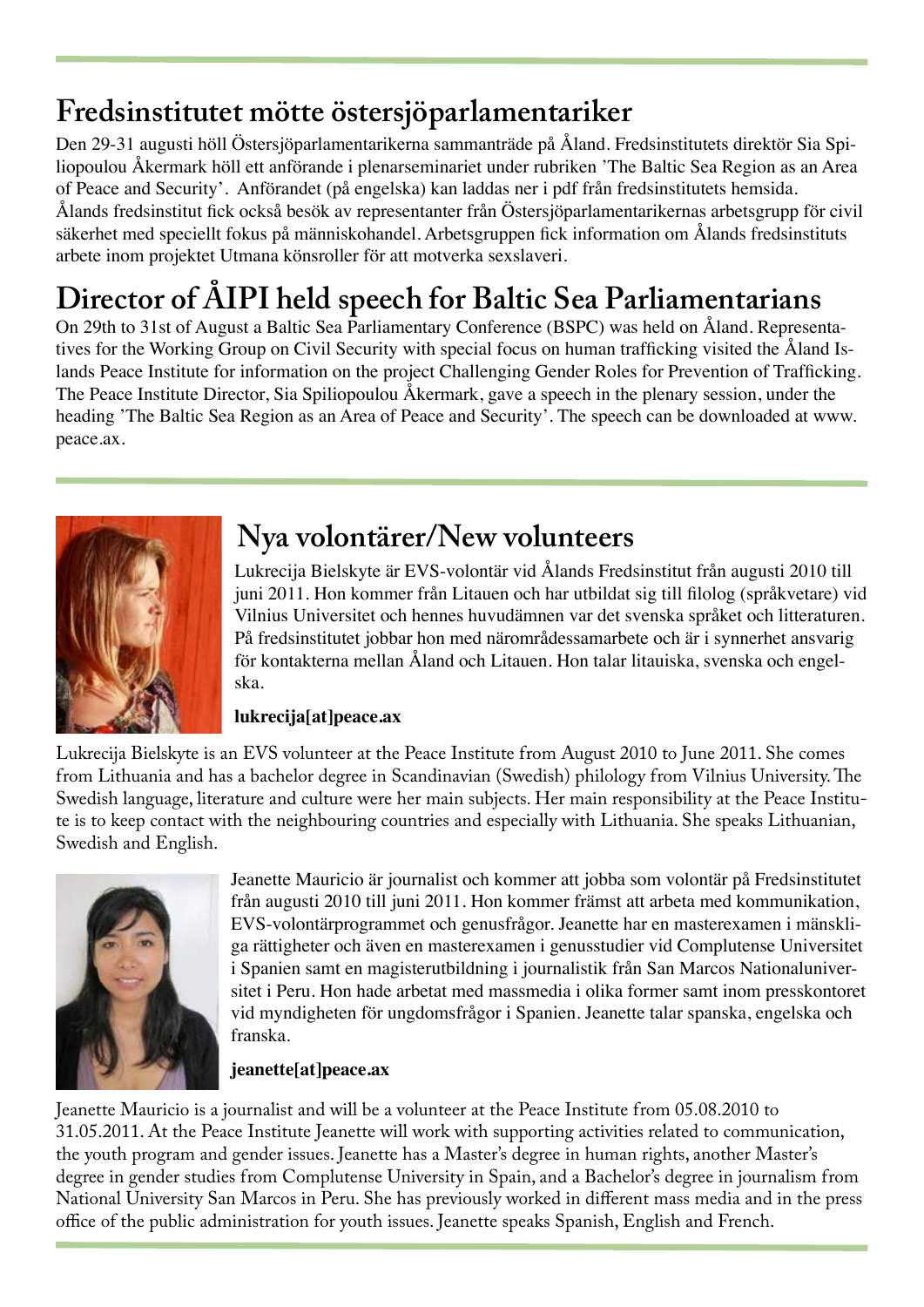## Fredsinstitutet mötte östersjöparlamentariker

Den 29-31 augusti höll Östersjöparlamentarikerna sammanträde på Åland. Fredsinstitutets direktör Sia Spiliopoulou Åkermark höll ett anförande i plenarseminariet under rubriken 'The Baltic Sea Region as an Area of Peace and Security'. Anförandet (på engelska) kan laddas ner i pdf från fredsinstitutets hemsida.
Ålands fredsinstitut fick också besök av representanter från Östersjöparlamentarikernas arbetsgrupp för civil säkerhet med speciellt fokus på människohandel. Arbetsgruppen fick information om Ålands fredsinstituts arbete inom projektet Utmana könsroller för att motverka sexslaveri.

## Director of ÅIPI held speech for Baltic Sea Parliamentarians

On 29th to 31st of August a Baltic Sea Parliamentary Conference (BSPC) was held on Åland. Representatives for the Working Group on Civil Security with special focus on human trafficking visited the Åland Islands Peace Institute for information on the project Challenging Gender Roles for Prevention of Trafficking. The Peace Institute Director, Sia Spiliopoulou Åkermark, gave a speech in the plenary session, under the heading 'The Baltic Sea Region as an Area of Peace and Security'. The speech can be downloaded at www.peace.ax.

## Nya volontärer/New volunteers

Lukrecija Bielskyte är EVS-volontär vid Ålands Fredsinstitut från augusti 2010 till juni 2011. Hon kommer från Litauen och har utbildat sig till filolog (språkvetare) vid Vilnius Universitet och hennes huvudämnen var det svenska språket och litteraturen. På fredsinstitutet jobbar hon med närområdessamarbete och är i synnerhet ansvarig för kontakterna mellan Åland och Litauen. Hon talar litauiska, svenska och engelska.

**lukrecija[at]peace.ax**

Lukrecija Bielskyte is an EVS volunteer at the Peace Institute from August 2010 to June 2011. She comes from Lithuania and has a bachelor degree in Scandinavian (Swedish) philology from Vilnius University. The Swedish language, literature and culture were her main subjects. Her main responsibility at the Peace Institute is to keep contact with the neighbouring countries and especially with Lithuania. She speaks Lithuanian, Swedish and English.

Jeanette Mauricio är journalist och kommer att jobba som volontär på Fredsinstitutet från augusti 2010 till juni 2011. Hon kommer främst att arbeta med kommunikation, EVS-volontärprogrammet och genusfrågor. Jeanette har en masterexamen i mänskliga rättigheter och även en masterexamen i genusstudier vid Complutense Universitet i Spanien samt en magisterutbildning i journalistik från San Marcos Nationaluniversitet i Peru. Hon hade arbetat med massmedia i olika former samt inom presskontoret vid myndigheten för ungdomsfrågor i Spanien. Jeanette talar spanska, engelska och franska.

**jeanette[at]peace.ax**

Jeanette Mauricio is a journalist and will be a volunteer at the Peace Institute from 05.08.2010 to 31.05.2011. At the Peace Institute Jeanette will work with supporting activities related to communication, the youth program and gender issues. Jeanette has a Master's degree in human rights, another Master's degree in gender studies from Complutense University in Spain, and a Bachelor's degree in journalism from National University San Marcos in Peru. She has previously worked in different mass media and in the press office of the public administration for youth issues. Jeanette speaks Spanish, English and French.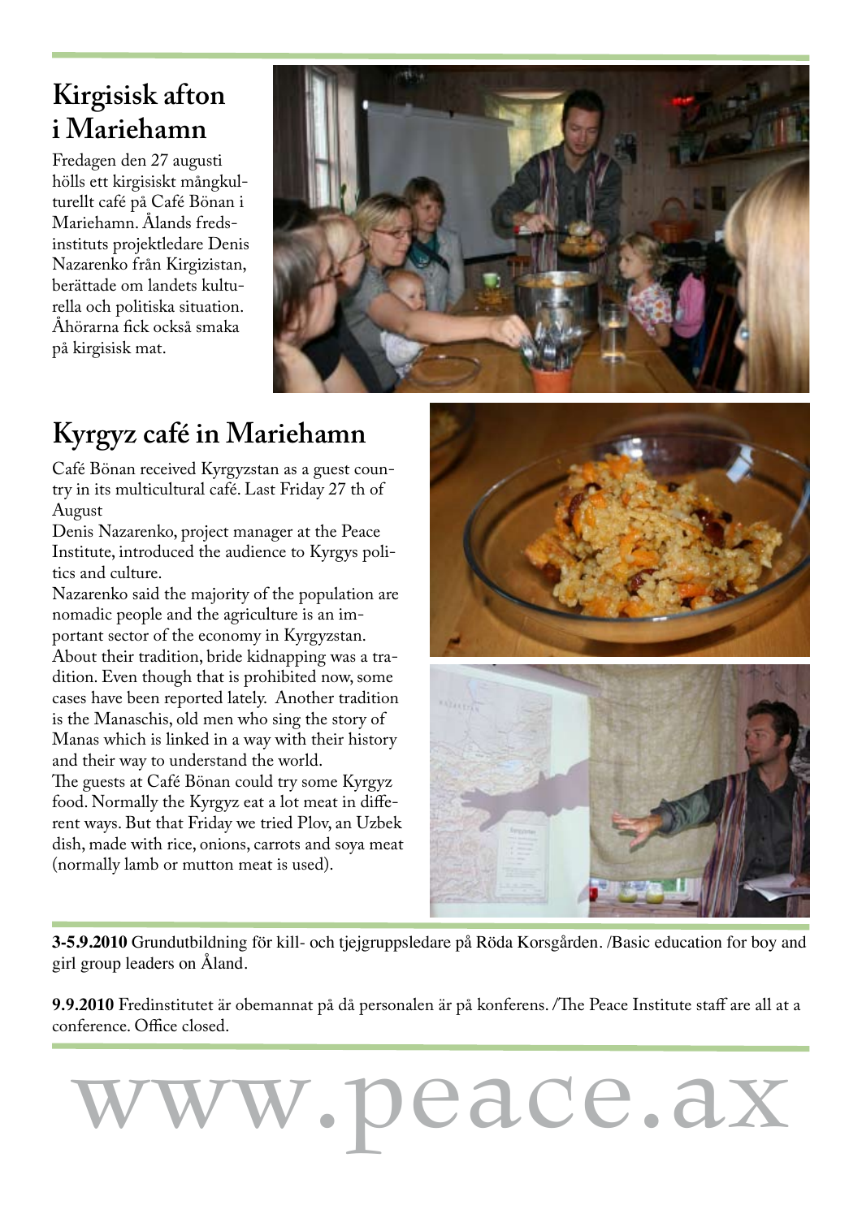## Kirgisisk afton i Mariehamn

Fredagen den 27 augusti hölls ett kirgisiskt mångkulturellt café på Café Bönan i Mariehamn. Ålands fredsinstituts projektledare Denis Nazarenko från Kirgizistan, berättade om landets kulturella och politiska situation. Åhörarna fick också smaka på kirgisisk mat.

## Kyrgyz café in Mariehamn

Café Bönan received Kyrgyzstan as a guest country in its multicultural café. Last Friday 27 th of August

Denis Nazarenko, project manager at the Peace Institute, introduced the audience to Kyrgys politics and culture.

Nazarenko said the majority of the population are nomadic people and the agriculture is an important sector of the economy in Kyrgyzstan. About their tradition, bride kidnapping was a tradition. Even though that is prohibited now, some cases have been reported lately. Another tradition is the Manaschis, old men who sing the story of Manas which is linked in a way with their history and their way to understand the world.

The guests at Café Bönan could try some Kyrgyz food. Normally the Kyrgyz eat a lot meat in different ways. But that Friday we tried Plov, an Uzbek dish, made with rice, onions, carrots and soya meat (normally lamb or mutton meat is used).

**3-5.9.2010** Grundutbildning för kill- och tjejgruppsledare på Röda Korsgården. /Basic education for boy and girl group leaders on Åland.

**9.9.2010** Fredinstitutet är obemannat på då personalen är på konferens. /The Peace Institute staff are all at a conference. Office closed.

www.peace.ax